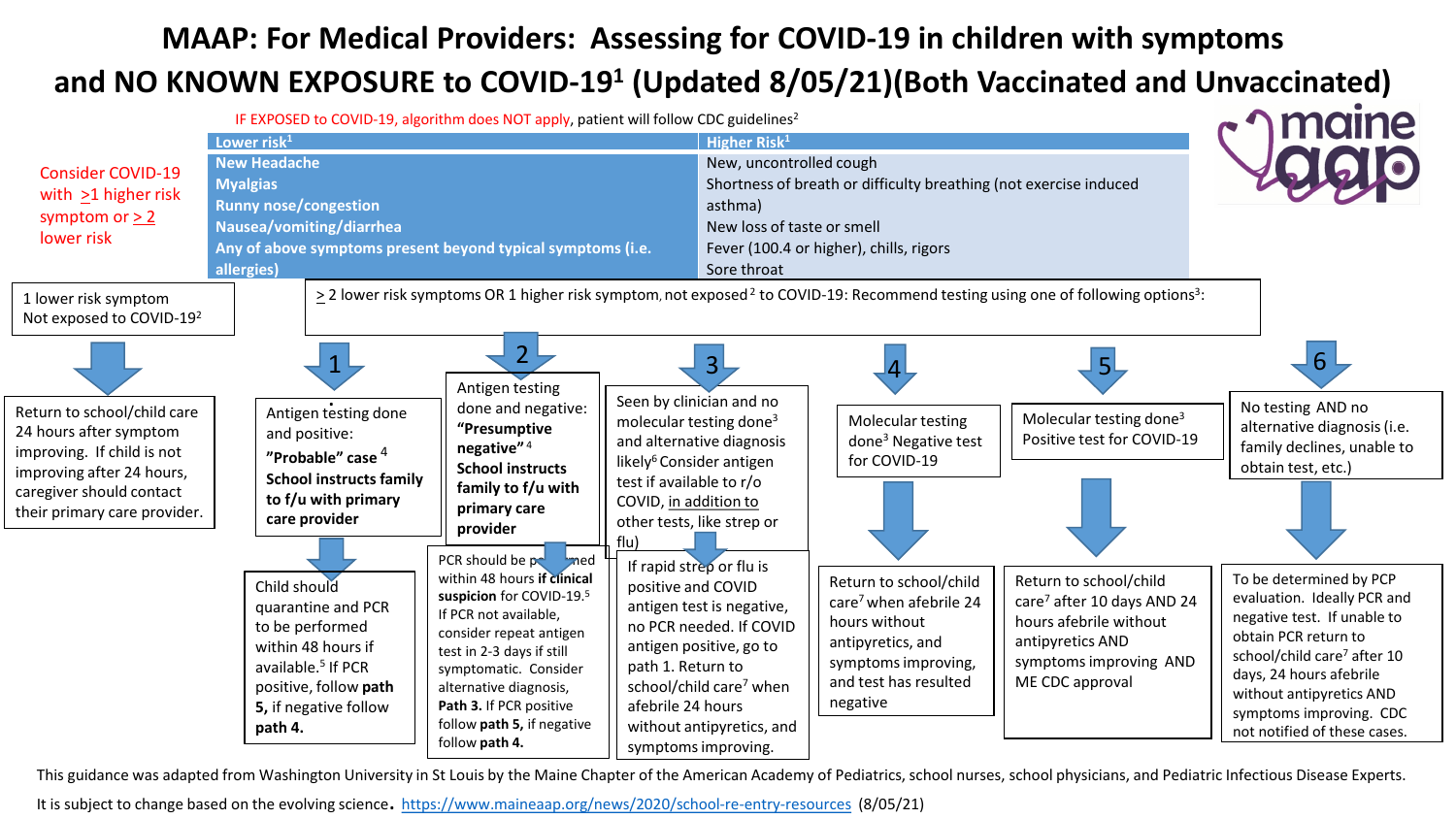# MAAP: For Medical Providers: Assessing for COVID-19 in children with symptoms and NO KNOWN EXPOSURE to COVID-19[1] (Updated 8/05/21)(Both Vaccinated and Unvaccinated)

IF EXPOSED to COVID-19, algorithm does NOT apply, patient will follow CDC guidelines[2]

Consider COVID-19 with ≥1 higher risk symptom or ≥ 2 lower risk

| Lower risk[1] | Higher Risk[1] |
|---|---|
| New Headache | New, uncontrolled cough |
| Myalgias | Shortness of breath or difficulty breathing (not exercise induced asthma) |
| Runny nose/congestion | New loss of taste or smell |
| Nausea/vomiting/diarrhea | Fever (100.4 or higher), chills, rigors |
| Any of above symptoms present beyond typical symptoms (i.e. allergies) | Sore throat |

**1 lower risk symptom Not exposed to COVID-19[2]**

→ Return to school/child care 24 hours after symptom improving. If child is not improving after 24 hours, caregiver should contact their primary care provider.

**≥ 2 lower risk symptoms OR 1 higher risk symptom, not exposed[2] to COVID-19: Recommend testing using one of following options[3]:**

**1.** Antigen testing done and positive: **"Probable" case**[4] **School instructs family to f/u with primary care provider**

→ Child should quarantine and PCR to be performed within 48 hours if available.[5] If PCR positive, follow **path 5,** if negative follow **path 4.**

**2.** Antigen testing done and negative: **"Presumptive negative"**[4] **School instructs family to f/u with primary care provider**

→ PCR should be performed within 48 hours **if clinical suspicion** for COVID-19.[5] If PCR not available, consider repeat antigen test in 2-3 days if still symptomatic. Consider alternative diagnosis, **Path 3.** If PCR positive follow **path 5,** if negative follow **path 4.**

**3.** Seen by clinician and no molecular testing done[3] and alternative diagnosis likely[6] Consider antigen test if available to r/o COVID, in addition to other tests, like strep or flu)

→ If rapid strep or flu is positive and COVID antigen test is negative, no PCR needed. If COVID antigen positive, go to path 1. Return to school/child care[7] when afebrile 24 hours without antipyretics, and symptoms improving.

**4.** Molecular testing done[3] Negative test for COVID-19

→ Return to school/child care[7] when afebrile 24 hours without antipyretics, and symptoms improving, and test has resulted negative

**5.** Molecular testing done[3] Positive test for COVID-19

→ Return to school/child care[7] after 10 days AND 24 hours afebrile without antipyretics AND symptoms improving AND ME CDC approval

**6.** No testing AND no alternative diagnosis (i.e. family declines, unable to obtain test, etc.)

→ To be determined by PCP evaluation. Ideally PCR and negative test. If unable to obtain PCR return to school/child care[7] after 10 days, 24 hours afebrile without antipyretics AND symptoms improving. CDC not notified of these cases.

This guidance was adapted from Washington University in St Louis by the Maine Chapter of the American Academy of Pediatrics, school nurses, school physicians, and Pediatric Infectious Disease Experts.

It is subject to change based on the evolving science. https://www.maineaap.org/news/2020/school-re-entry-resources (8/05/21)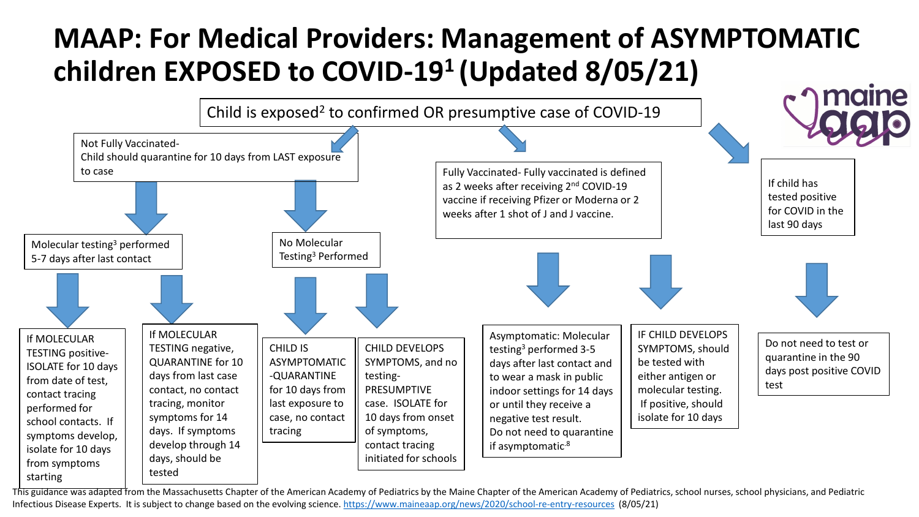# MAAP: For Medical Providers: Management of ASYMPTOMATIC children EXPOSED to COVID-19[1] (Updated 8/05/21)

Child is exposed[2] to confirmed OR presumptive case of COVID-19

## Not Fully Vaccinated

Not Fully Vaccinated- Child should quarantine for 10 days from LAST exposure to case

- Molecular testing[3] performed 5-7 days after last contact
  - If MOLECULAR TESTING positive- ISOLATE for 10 days from date of test, contact tracing performed for school contacts. If symptoms develop, isolate for 10 days from symptoms starting
  - If MOLECULAR TESTING negative, QUARANTINE for 10 days from last case contact, no contact tracing, monitor symptoms for 14 days. If symptoms develop through 14 days, should be tested
- No Molecular Testing[3] Performed
  - CHILD IS ASYMPTOMATIC -QUARANTINE for 10 days from last exposure to case, no contact tracing
  - CHILD DEVELOPS SYMPTOMS, and no testing- PRESUMPTIVE case. ISOLATE for 10 days from onset of symptoms, contact tracing initiated for schools

## Fully Vaccinated

Fully Vaccinated- Fully vaccinated is defined as 2 weeks after receiving 2nd COVID-19 vaccine if receiving Pfizer or Moderna or 2 weeks after 1 shot of J and J vaccine.

- Asymptomatic: Molecular testing[3] performed 3-5 days after last contact and to wear a mask in public indoor settings for 14 days or until they receive a negative test result. Do not need to quarantine if asymptomatic[8]
- IF CHILD DEVELOPS SYMPTOMS, should be tested with either antigen or molecular testing. If positive, should isolate for 10 days

## Tested Positive in the Last 90 Days

If child has tested positive for COVID in the last 90 days

- Do not need to test or quarantine in the 90 days post positive COVID test

This guidance was adapted from the Massachusetts Chapter of the American Academy of Pediatrics by the Maine Chapter of the American Academy of Pediatrics, school nurses, school physicians, and Pediatric Infectious Disease Experts. It is subject to change based on the evolving science. https://www.maineaap.org/news/2020/school-re-entry-resources (8/05/21)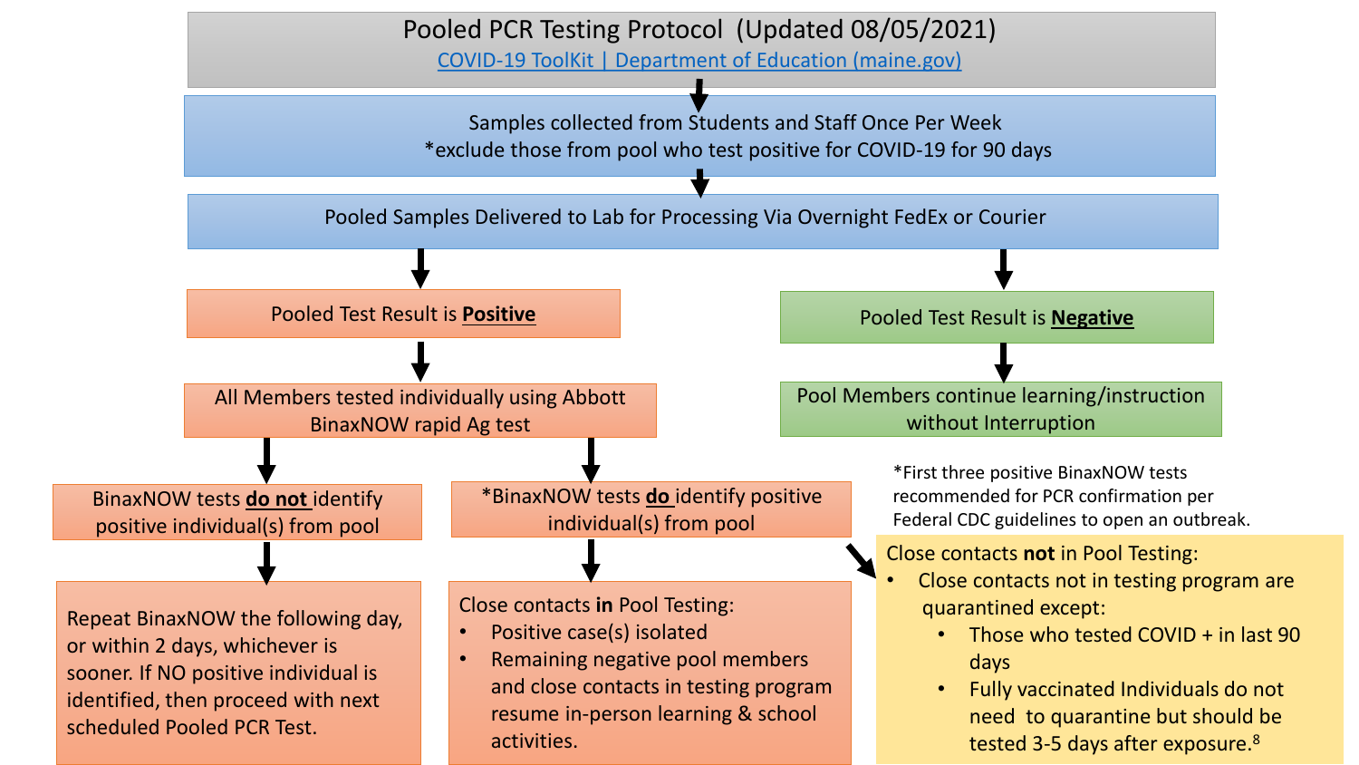# Pooled PCR Testing Protocol (Updated 08/05/2021)

[COVID-19 ToolKit | Department of Education (maine.gov)](COVID-19 ToolKit | Department of Education (maine.gov))

Samples collected from Students and Staff Once Per Week
*exclude those from pool who test positive for COVID-19 for 90 days

Pooled Samples Delivered to Lab for Processing Via Overnight FedEx or Courier

## Pooled Test Result is **Positive**

All Members tested individually using Abbott BinaxNOW rapid Ag test

### BinaxNOW tests **do not** identify positive individual(s) from pool

Repeat BinaxNOW the following day, or within 2 days, whichever is sooner. If NO positive individual is identified, then proceed with next scheduled Pooled PCR Test.

### *BinaxNOW tests **do** identify positive individual(s) from pool

*First three positive BinaxNOW tests recommended for PCR confirmation per Federal CDC guidelines to open an outbreak.

Close contacts **in** Pool Testing:

- Positive case(s) isolated
- Remaining negative pool members and close contacts in testing program resume in-person learning & school activities.

Close contacts **not** in Pool Testing:

- Close contacts not in testing program are quarantined except:
  - Those who tested COVID + in last 90 days
  - Fully vaccinated Individuals do not need to quarantine but should be tested 3-5 days after exposure.[8]

## Pooled Test Result is **Negative**

Pool Members continue learning/instruction without Interruption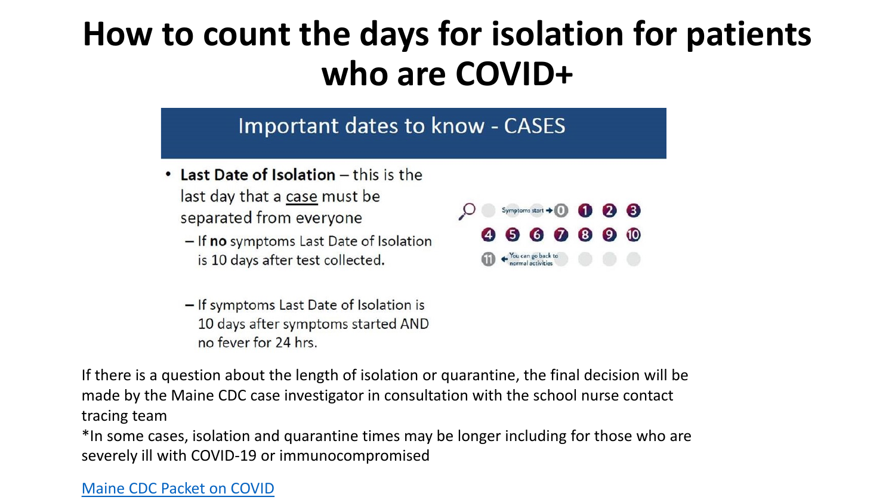# How to count the days for isolation for patients who are COVID+

## Important dates to know - CASES

- **Last Date of Isolation** – this is the last day that a case must be separated from everyone
  - If **no** symptoms Last Date of Isolation is 10 days after test collected.
  - If symptoms Last Date of Isolation is 10 days after symptoms started AND no fever for 24 hrs.

Symptoms start → 0 1 2 3 4 5 6 7 8 9 10 11 ← You can go back to normal activities

If there is a question about the length of isolation or quarantine, the final decision will be made by the Maine CDC case investigator in consultation with the school nurse contact tracing team

*In some cases, isolation and quarantine times may be longer including for those who are severely ill with COVID-19 or immunocompromised

[Maine CDC Packet on COVID]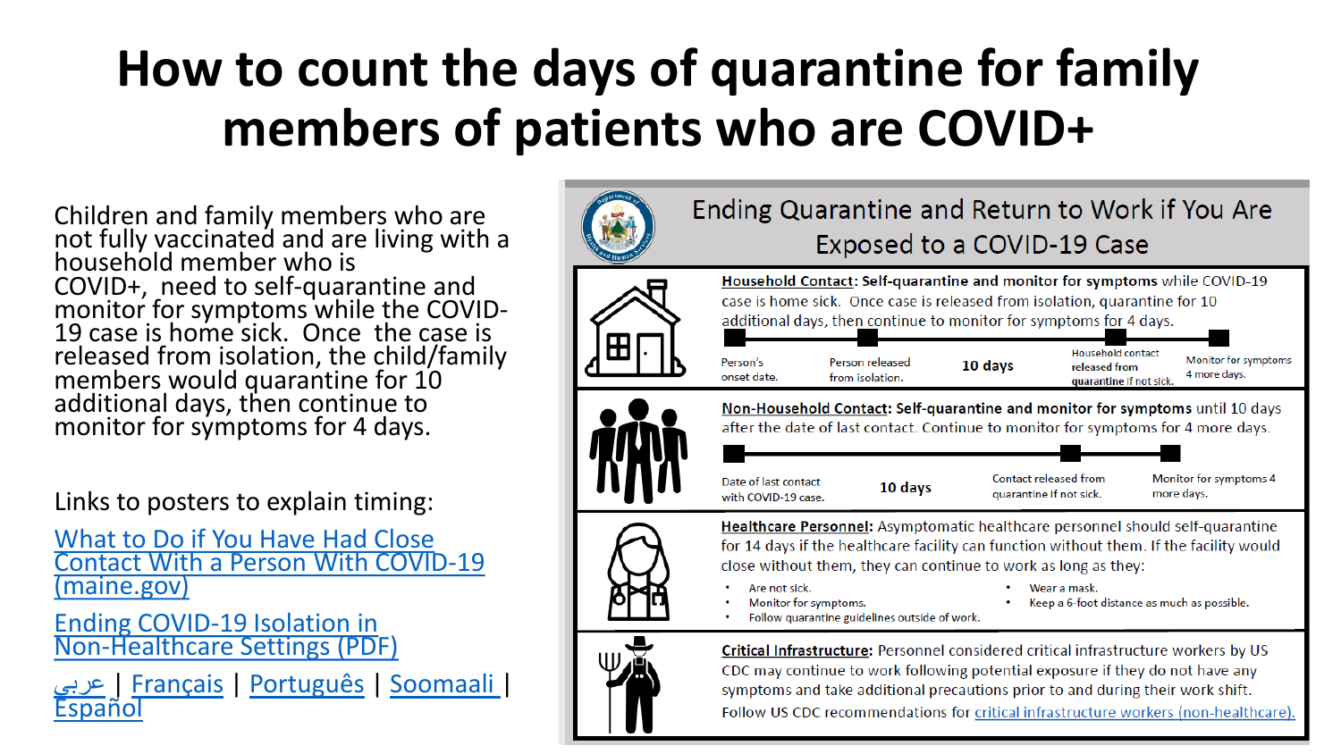# How to count the days of quarantine for family members of patients who are COVID+

Children and family members who are not fully vaccinated and are living with a household member who is COVID+, need to self-quarantine and monitor for symptoms while the COVID-19 case is home sick. Once the case is released from isolation, the child/family members would quarantine for 10 additional days, then continue to monitor for symptoms for 4 days.

Links to posters to explain timing:

What to Do if You Have Had Close Contact With a Person With COVID-19 (maine.gov)

Ending COVID-19 Isolation in Non-Healthcare Settings (PDF)

عربي | Français | Português | Soomaali | Español

## Ending Quarantine and Return to Work if You Are Exposed to a COVID-19 Case

**Household Contact: Self-quarantine and monitor for symptoms** while COVID-19 case is home sick. Once case is released from isolation, quarantine for 10 additional days, then continue to monitor for symptoms for 4 days.

Person's onset date. → Person released from isolation. → **10 days** → Household contact released from quarantine if not sick. → Monitor for symptoms 4 more days.

**Non-Household Contact: Self-quarantine and monitor for symptoms** until 10 days after the date of last contact. Continue to monitor for symptoms for 4 more days.

Date of last contact with COVID-19 case. → **10 days** → Contact released from quarantine if not sick. → Monitor for symptoms 4 more days.

**Healthcare Personnel:** Asymptomatic healthcare personnel should self-quarantine for 14 days if the healthcare facility can function without them. If the facility would close without them, they can continue to work as long as they:

- Are not sick.
- Monitor for symptoms.
- Follow quarantine guidelines outside of work.
- Wear a mask.
- Keep a 6-foot distance as much as possible.

**Critical Infrastructure:** Personnel considered critical infrastructure workers by US CDC may continue to work following potential exposure if they do not have any symptoms and take additional precautions prior to and during their work shift. Follow US CDC recommendations for critical infrastructure workers (non-healthcare).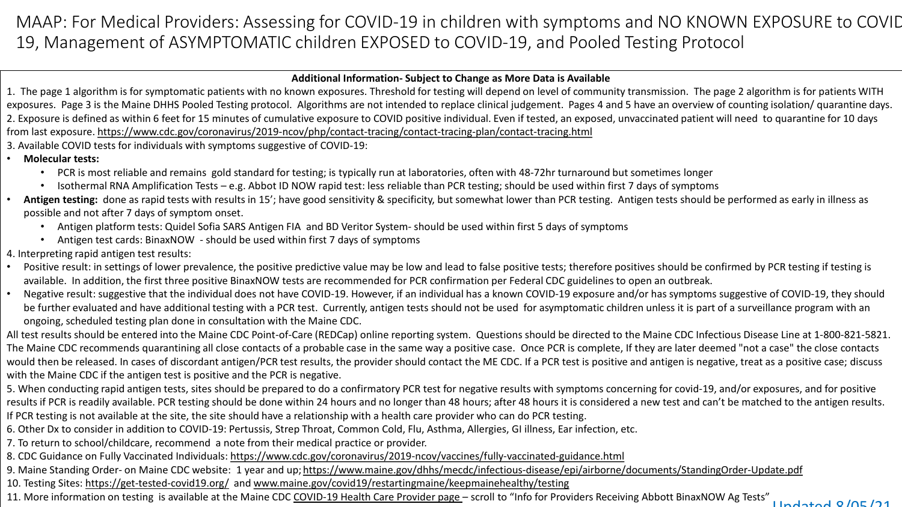# MAAP: For Medical Providers: Assessing for COVID-19 in children with symptoms and NO KNOWN EXPOSURE to COVID-19, Management of ASYMPTOMATIC children EXPOSED to COVID-19, and Pooled Testing Protocol

**Additional Information- Subject to Change as More Data is Available**

1. The page 1 algorithm is for symptomatic patients with no known exposures. Threshold for testing will depend on level of community transmission. The page 2 algorithm is for patients WITH exposures. Page 3 is the Maine DHHS Pooled Testing protocol. Algorithms are not intended to replace clinical judgement. Pages 4 and 5 have an overview of counting isolation/ quarantine days.
2. Exposure is defined as within 6 feet for 15 minutes of cumulative exposure to COVID positive individual. Even if tested, an exposed, unvaccinated patient will need to quarantine for 10 days from last exposure. https://www.cdc.gov/coronavirus/2019-ncov/php/contact-tracing/contact-tracing-plan/contact-tracing.html
3. Available COVID tests for individuals with symptoms suggestive of COVID-19:
   - **Molecular tests:**
     - PCR is most reliable and remains gold standard for testing; is typically run at laboratories, often with 48-72hr turnaround but sometimes longer
     - Isothermal RNA Amplification Tests – e.g. Abbot ID NOW rapid test: less reliable than PCR testing; should be used within first 7 days of symptoms
   - **Antigen testing:** done as rapid tests with results in 15'; have good sensitivity & specificity, but somewhat lower than PCR testing. Antigen tests should be performed as early in illness as possible and not after 7 days of symptom onset.
     - Antigen platform tests: Quidel Sofia SARS Antigen FIA and BD Veritor System- should be used within first 5 days of symptoms
     - Antigen test cards: BinaxNOW - should be used within first 7 days of symptoms
4. Interpreting rapid antigen test results:
   - Positive result: in settings of lower prevalence, the positive predictive value may be low and lead to false positive tests; therefore positives should be confirmed by PCR testing if testing is available. In addition, the first three positive BinaxNOW tests are recommended for PCR confirmation per Federal CDC guidelines to open an outbreak.
   - Negative result: suggestive that the individual does not have COVID-19. However, if an individual has a known COVID-19 exposure and/or has symptoms suggestive of COVID-19, they should be further evaluated and have additional testing with a PCR test. Currently, antigen tests should not be used for asymptomatic children unless it is part of a surveillance program with an ongoing, scheduled testing plan done in consultation with the Maine CDC.

   All test results should be entered into the Maine CDC Point-of-Care (REDCap) online reporting system. Questions should be directed to the Maine CDC Infectious Disease Line at 1-800-821-5821. The Maine CDC recommends quarantining all close contacts of a probable case in the same way a positive case. Once PCR is complete, If they are later deemed "not a case" the close contacts would then be released. In cases of discordant antigen/PCR test results, the provider should contact the ME CDC. If a PCR test is positive and antigen is negative, treat as a positive case; discuss with the Maine CDC if the antigen test is positive and the PCR is negative.
5. When conducting rapid antigen tests, sites should be prepared to do a confirmatory PCR test for negative results with symptoms concerning for covid-19, and/or exposures, and for positive results if PCR is readily available. PCR testing should be done within 24 hours and no longer than 48 hours; after 48 hours it is considered a new test and can't be matched to the antigen results. If PCR testing is not available at the site, the site should have a relationship with a health care provider who can do PCR testing.
6. Other Dx to consider in addition to COVID-19: Pertussis, Strep Throat, Common Cold, Flu, Asthma, Allergies, GI illness, Ear infection, etc.
7. To return to school/childcare, recommend a note from their medical practice or provider.
8. CDC Guidance on Fully Vaccinated Individuals: https://www.cdc.gov/coronavirus/2019-ncov/vaccines/fully-vaccinated-guidance.html
9. Maine Standing Order- on Maine CDC website: 1 year and up; https://www.maine.gov/dhhs/mecdc/infectious-disease/epi/airborne/documents/StandingOrder-Update.pdf
10. Testing Sites: https://get-tested-covid19.org/ and www.maine.gov/covid19/restartingmaine/keepmainehealthy/testing
11. More information on testing is available at the Maine CDC COVID-19 Health Care Provider page – scroll to "Info for Providers Receiving Abbott BinaxNOW Ag Tests"

Updated 8/05/21